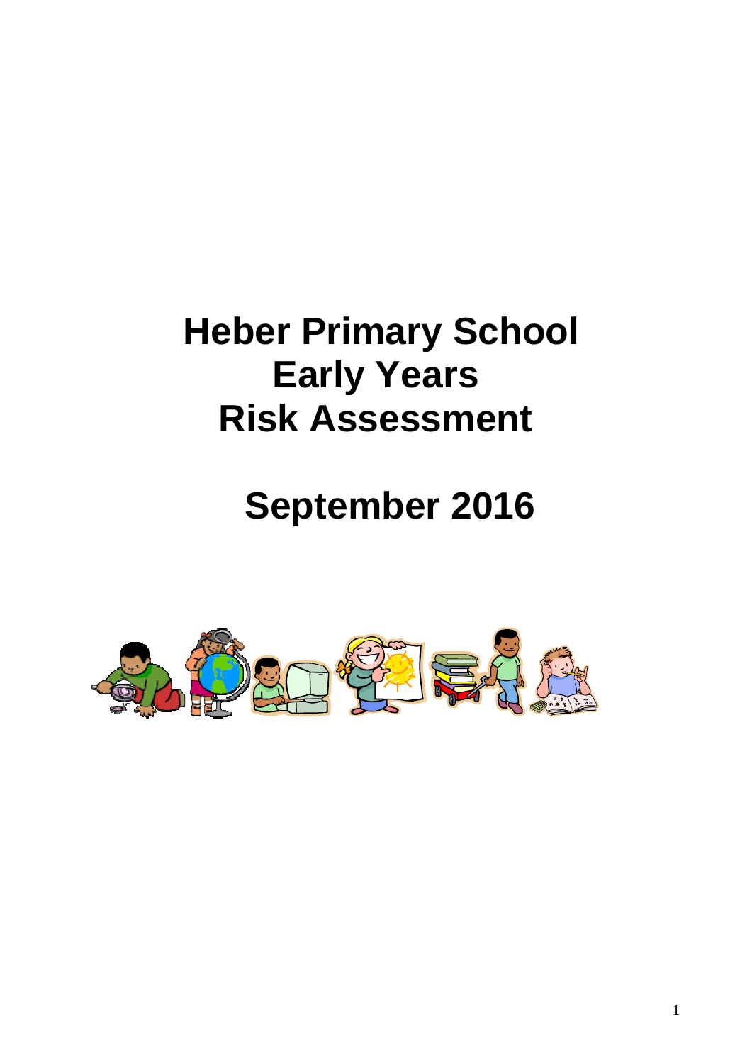# Heber Primary School
# Early Years
# Risk Assessment

# September 2016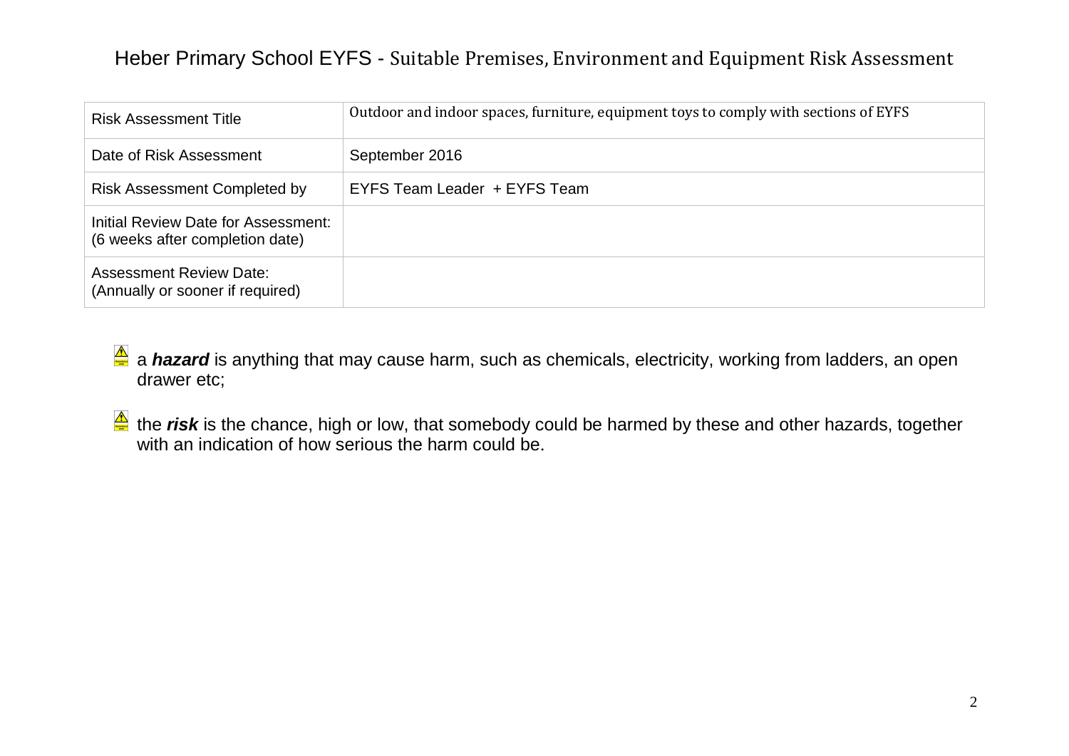# Heber Primary School EYFS - Suitable Premises, Environment and Equipment Risk Assessment

| | |
|---|---|
| Risk Assessment Title | Outdoor and indoor spaces, furniture, equipment toys to comply with sections of EYFS |
| Date of Risk Assessment | September 2016 |
| Risk Assessment Completed by | EYFS Team Leader + EYFS Team |
| Initial Review Date for Assessment: (6 weeks after completion date) | |
| Assessment Review Date: (Annually or sooner if required) | |

- a ***hazard*** is anything that may cause harm, such as chemicals, electricity, working from ladders, an open drawer etc;

- the ***risk*** is the chance, high or low, that somebody could be harmed by these and other hazards, together with an indication of how serious the harm could be.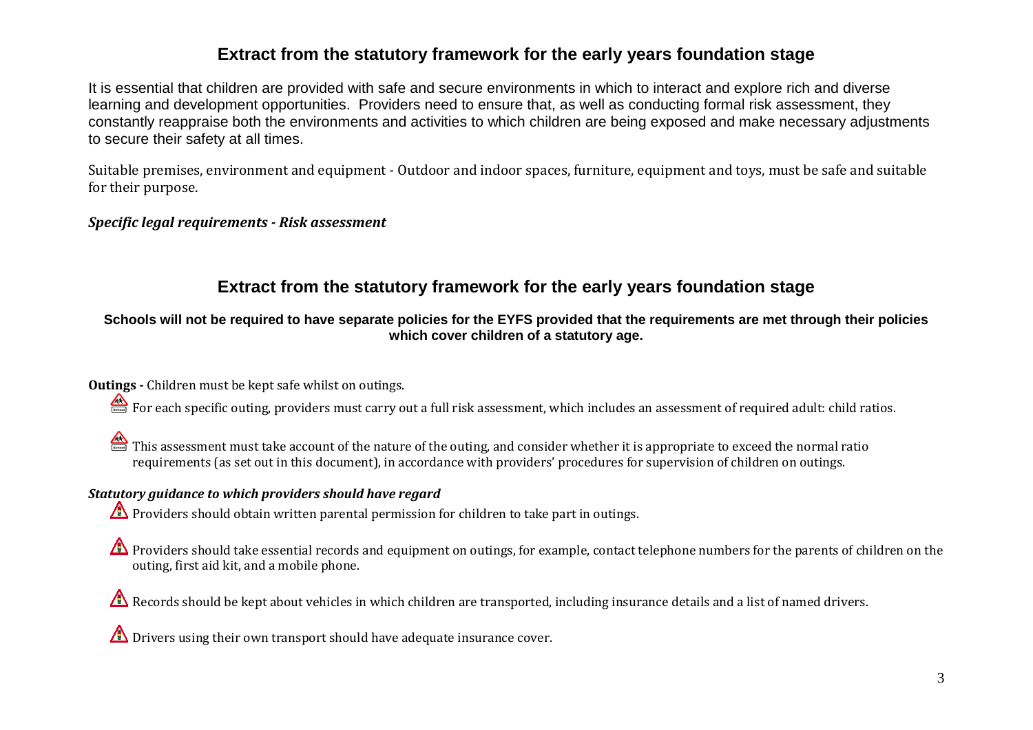## Extract from the statutory framework for the early years foundation stage

It is essential that children are provided with safe and secure environments in which to interact and explore rich and diverse learning and development opportunities. Providers need to ensure that, as well as conducting formal risk assessment, they constantly reappraise both the environments and activities to which children are being exposed and make necessary adjustments to secure their safety at all times.

Suitable premises, environment and equipment - Outdoor and indoor spaces, furniture, equipment and toys, must be safe and suitable for their purpose.

***Specific legal requirements - Risk assessment***

## Extract from the statutory framework for the early years foundation stage

**Schools will not be required to have separate policies for the EYFS provided that the requirements are met through their policies which cover children of a statutory age.**

**Outings -** Children must be kept safe whilst on outings.

- For each specific outing, providers must carry out a full risk assessment, which includes an assessment of required adult: child ratios.
- This assessment must take account of the nature of the outing, and consider whether it is appropriate to exceed the normal ratio requirements (as set out in this document), in accordance with providers' procedures for supervision of children on outings.

***Statutory guidance to which providers should have regard***

- Providers should obtain written parental permission for children to take part in outings.
- Providers should take essential records and equipment on outings, for example, contact telephone numbers for the parents of children on the outing, first aid kit, and a mobile phone.
- Records should be kept about vehicles in which children are transported, including insurance details and a list of named drivers.
- Drivers using their own transport should have adequate insurance cover.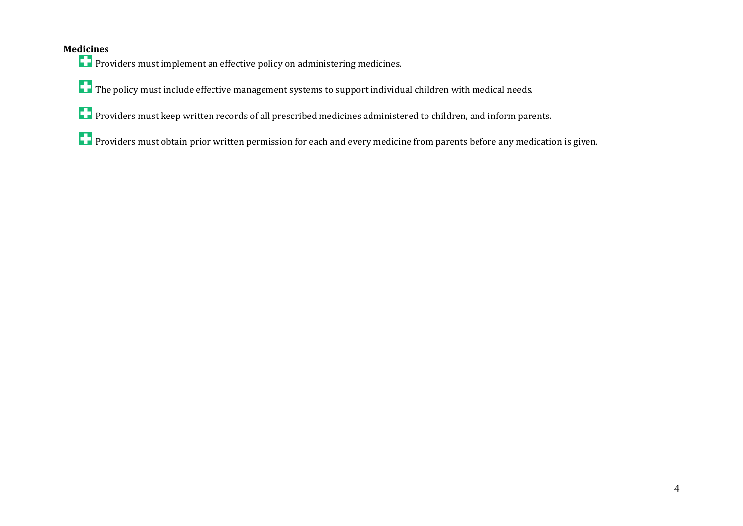**Medicines**

- Providers must implement an effective policy on administering medicines.
- The policy must include effective management systems to support individual children with medical needs.
- Providers must keep written records of all prescribed medicines administered to children, and inform parents.
- Providers must obtain prior written permission for each and every medicine from parents before any medication is given.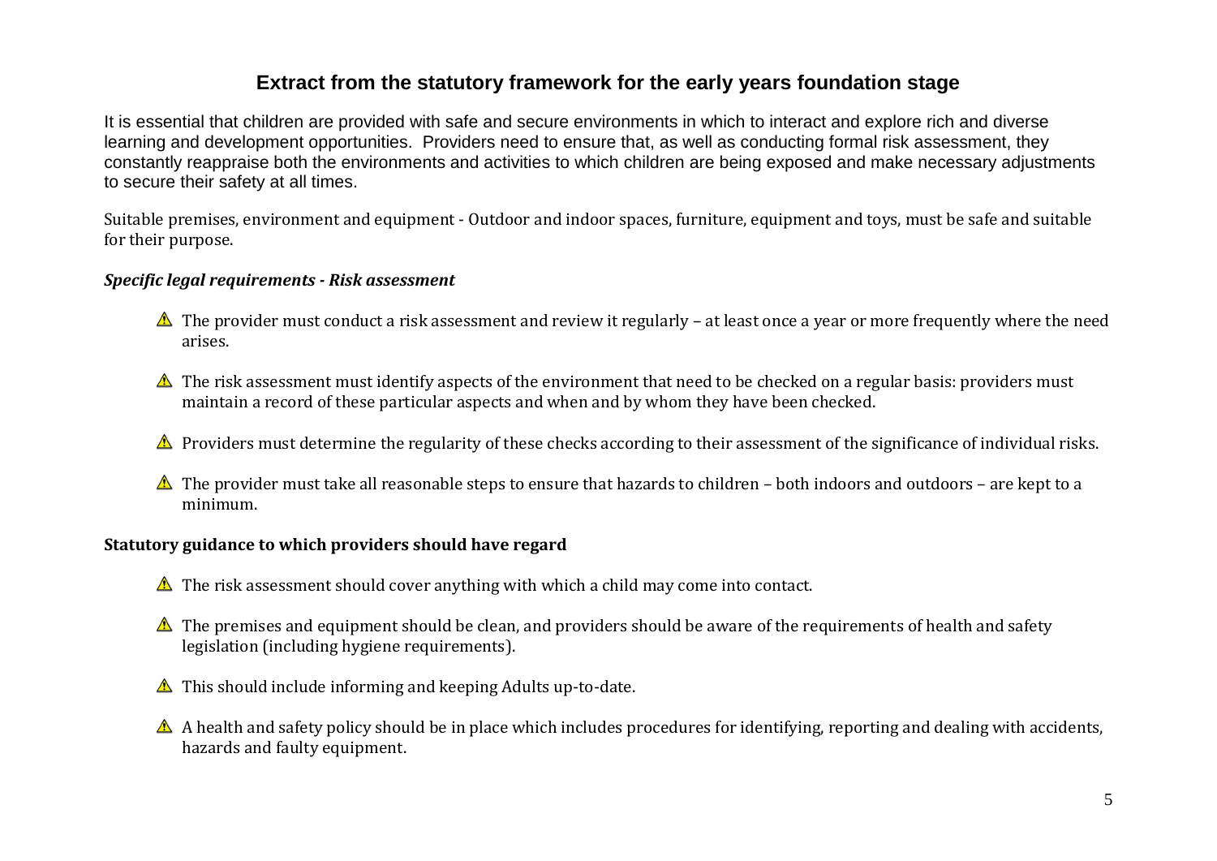## Extract from the statutory framework for the early years foundation stage

It is essential that children are provided with safe and secure environments in which to interact and explore rich and diverse learning and development opportunities. Providers need to ensure that, as well as conducting formal risk assessment, they constantly reappraise both the environments and activities to which children are being exposed and make necessary adjustments to secure their safety at all times.

Suitable premises, environment and equipment - Outdoor and indoor spaces, furniture, equipment and toys, must be safe and suitable for their purpose.

***Specific legal requirements - Risk assessment***

- ⚠ The provider must conduct a risk assessment and review it regularly – at least once a year or more frequently where the need arises.
- ⚠ The risk assessment must identify aspects of the environment that need to be checked on a regular basis: providers must maintain a record of these particular aspects and when and by whom they have been checked.
- ⚠ Providers must determine the regularity of these checks according to their assessment of the significance of individual risks.
- ⚠ The provider must take all reasonable steps to ensure that hazards to children – both indoors and outdoors – are kept to a minimum.

**Statutory guidance to which providers should have regard**

- ⚠ The risk assessment should cover anything with which a child may come into contact.
- ⚠ The premises and equipment should be clean, and providers should be aware of the requirements of health and safety legislation (including hygiene requirements).
- ⚠ This should include informing and keeping Adults up-to-date.
- ⚠ A health and safety policy should be in place which includes procedures for identifying, reporting and dealing with accidents, hazards and faulty equipment.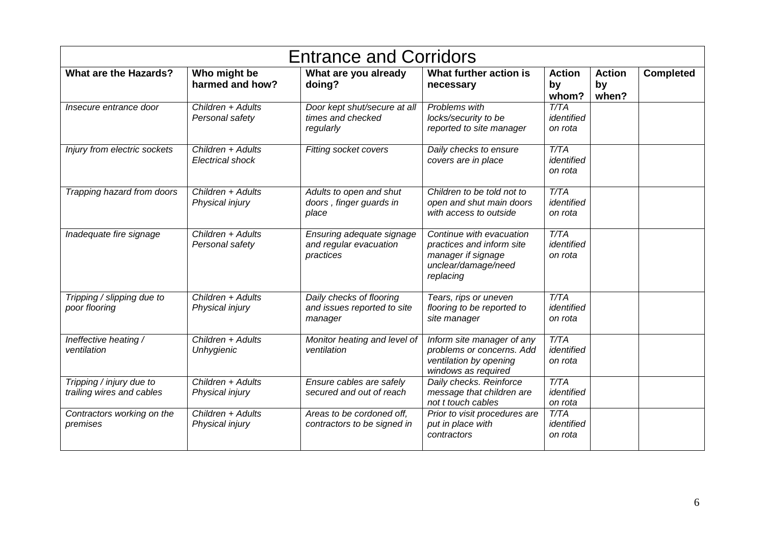# Entrance and Corridors

| What are the Hazards? | Who might be harmed and how? | What are you already doing? | What further action is necessary | Action by whom? | Action by when? | Completed |
|---|---|---|---|---|---|---|
| *Insecure entrance door* | *Children + Adults Personal safety* | *Door kept shut/secure at all times and checked regularly* | *Problems with locks/security to be reported to site manager* | *T/TA identified on rota* | | |
| *Injury from electric sockets* | *Children + Adults Electrical shock* | *Fitting socket covers* | *Daily checks to ensure covers are in place* | *T/TA identified on rota* | | |
| *Trapping hazard from doors* | *Children + Adults Physical injury* | *Adults to open and shut doors , finger guards in place* | *Children to be told not to open and shut main doors with access to outside* | *T/TA identified on rota* | | |
| *Inadequate fire signage* | *Children + Adults Personal safety* | *Ensuring adequate signage and regular evacuation practices* | *Continue with evacuation practices and inform site manager if signage unclear/damage/need replacing* | *T/TA identified on rota* | | |
| *Tripping / slipping due to poor flooring* | *Children + Adults Physical injury* | *Daily checks of flooring and issues reported to site manager* | *Tears, rips or uneven flooring to be reported to site manager* | *T/TA identified on rota* | | |
| *Ineffective heating / ventilation* | *Children + Adults Unhygienic* | *Monitor heating and level of ventilation* | *Inform site manager of any problems or concerns. Add ventilation by opening windows as required* | *T/TA identified on rota* | | |
| *Tripping / injury due to trailing wires and cables* | *Children + Adults Physical injury* | *Ensure cables are safely secured and out of reach* | *Daily checks. Reinforce message that children are not t touch cables* | *T/TA identified on rota* | | |
| *Contractors working on the premises* | *Children + Adults Physical injury* | *Areas to be cordoned off, contractors to be signed in* | *Prior to visit procedures are put in place with contractors* | *T/TA identified on rota* | | |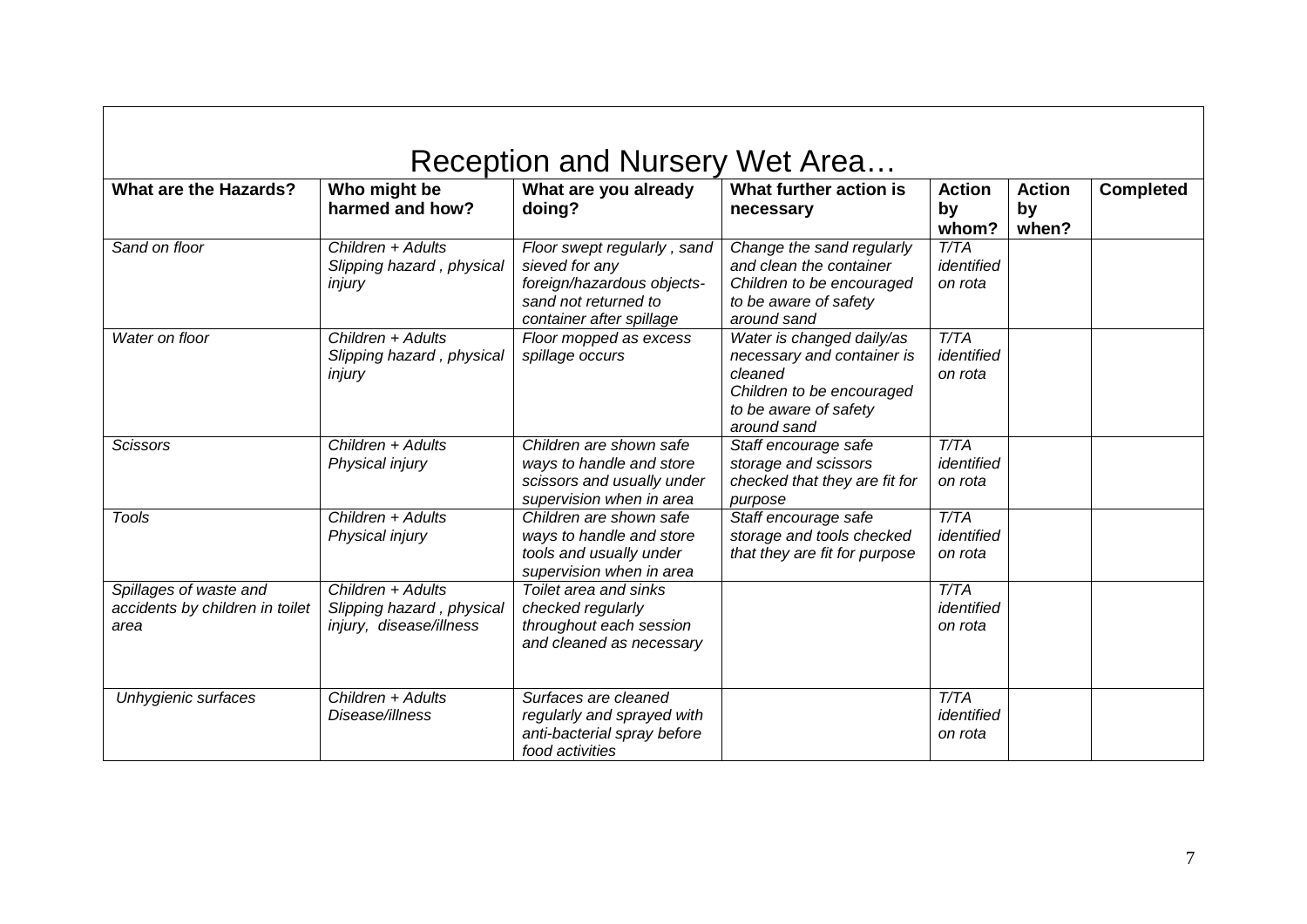# Reception and Nursery Wet Area…

| What are the Hazards? | Who might be harmed and how? | What are you already doing? | What further action is necessary | Action by whom? | Action by when? | Completed |
|---|---|---|---|---|---|---|
| *Sand on floor* | *Children + Adults Slipping hazard , physical injury* | *Floor swept regularly , sand sieved for any foreign/hazardous objects- sand not returned to container after spillage* | *Change the sand regularly and clean the container Children to be encouraged to be aware of safety around sand* | *T/TA identified on rota* | | |
| *Water on floor* | *Children + Adults Slipping hazard , physical injury* | *Floor mopped as excess spillage occurs* | *Water is changed daily/as necessary and container is cleaned Children to be encouraged to be aware of safety around sand* | *T/TA identified on rota* | | |
| *Scissors* | *Children + Adults Physical injury* | *Children are shown safe ways to handle and store scissors and usually under supervision when in area* | *Staff encourage safe storage and scissors checked that they are fit for purpose* | *T/TA identified on rota* | | |
| *Tools* | *Children + Adults Physical injury* | *Children are shown safe ways to handle and store tools and usually under supervision when in area* | *Staff encourage safe storage and tools checked that they are fit for purpose* | *T/TA identified on rota* | | |
| *Spillages of waste and accidents by children in toilet area* | *Children + Adults Slipping hazard , physical injury, disease/illness* | *Toilet area and sinks checked regularly throughout each session and cleaned as necessary* | | *T/TA identified on rota* | | |
| *Unhygienic surfaces* | *Children + Adults Disease/illness* | *Surfaces are cleaned regularly and sprayed with anti-bacterial spray before food activities* | | *T/TA identified on rota* | | |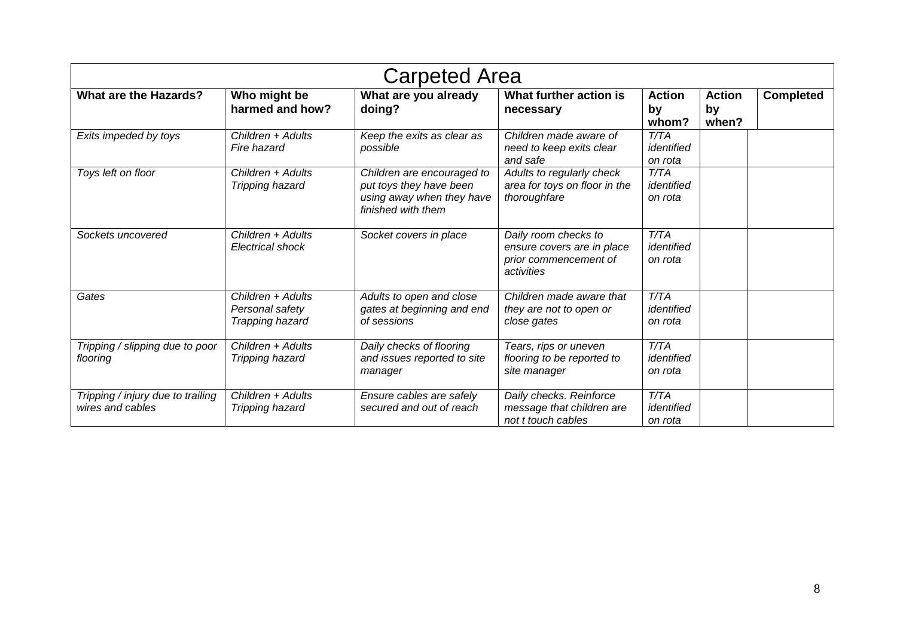## Carpeted Area

| What are the Hazards? | Who might be harmed and how? | What are you already doing? | What further action is necessary | Action by whom? | Action by when? | Completed |
|---|---|---|---|---|---|---|
| *Exits impeded by toys* | *Children + Adults Fire hazard* | *Keep the exits as clear as possible* | *Children made aware of need to keep exits clear and safe* | *T/TA identified on rota* | | |
| *Toys left on floor* | *Children + Adults Tripping hazard* | *Children are encouraged to put toys they have been using away when they have finished with them* | *Adults to regularly check area for toys on floor in the thoroughfare* | *T/TA identified on rota* | | |
| *Sockets uncovered* | *Children + Adults Electrical shock* | *Socket covers in place* | *Daily room checks to ensure covers are in place prior commencement of activities* | *T/TA identified on rota* | | |
| *Gates* | *Children + Adults Personal safety Trapping hazard* | *Adults to open and close gates at beginning and end of sessions* | *Children made aware that they are not to open or close gates* | *T/TA identified on rota* | | |
| *Tripping / slipping due to poor flooring* | *Children + Adults Tripping hazard* | *Daily checks of flooring and issues reported to site manager* | *Tears, rips or uneven flooring to be reported to site manager* | *T/TA identified on rota* | | |
| *Tripping / injury due to trailing wires and cables* | *Children + Adults Tripping hazard* | *Ensure cables are safely secured and out of reach* | *Daily checks. Reinforce message that children are not t touch cables* | *T/TA identified on rota* | | |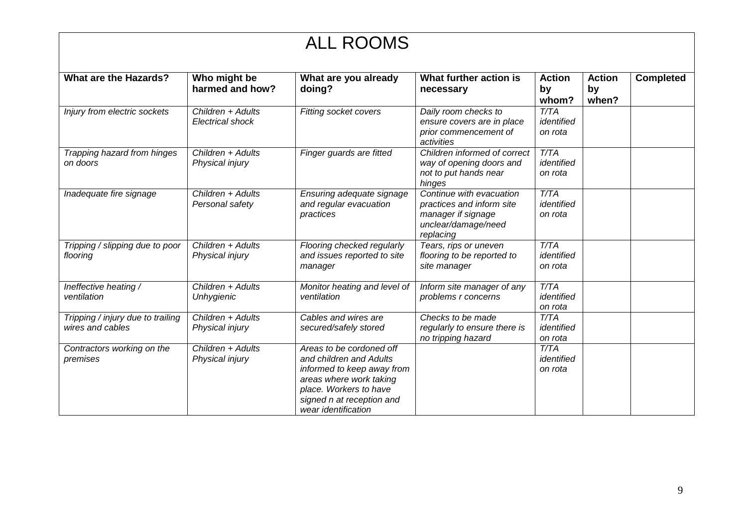# ALL ROOMS

| What are the Hazards? | Who might be harmed and how? | What are you already doing? | What further action is necessary | Action by whom? | Action by when? | Completed |
|---|---|---|---|---|---|---|
| *Injury from electric sockets* | *Children + Adults Electrical shock* | *Fitting socket covers* | *Daily room checks to ensure covers are in place prior commencement of activities* | *T/TA identified on rota* | | |
| *Trapping hazard from hinges on doors* | *Children + Adults Physical injury* | *Finger guards are fitted* | *Children informed of correct way of opening doors and not to put hands near hinges* | *T/TA identified on rota* | | |
| *Inadequate fire signage* | *Children + Adults Personal safety* | *Ensuring adequate signage and regular evacuation practices* | *Continue with evacuation practices and inform site manager if signage unclear/damage/need replacing* | *T/TA identified on rota* | | |
| *Tripping / slipping due to poor flooring* | *Children + Adults Physical injury* | *Flooring checked regularly and issues reported to site manager* | *Tears, rips or uneven flooring to be reported to site manager* | *T/TA identified on rota* | | |
| *Ineffective heating / ventilation* | *Children + Adults Unhygienic* | *Monitor heating and level of ventilation* | *Inform site manager of any problems r concerns* | *T/TA identified on rota* | | |
| *Tripping / injury due to trailing wires and cables* | *Children + Adults Physical injury* | *Cables and wires are secured/safely stored* | *Checks to be made regularly to ensure there is no tripping hazard* | *T/TA identified on rota* | | |
| *Contractors working on the premises* | *Children + Adults Physical injury* | *Areas to be cordoned off and children and Adults informed to keep away from areas where work taking place. Workers to have signed n at reception and wear identification* | | *T/TA identified on rota* | | |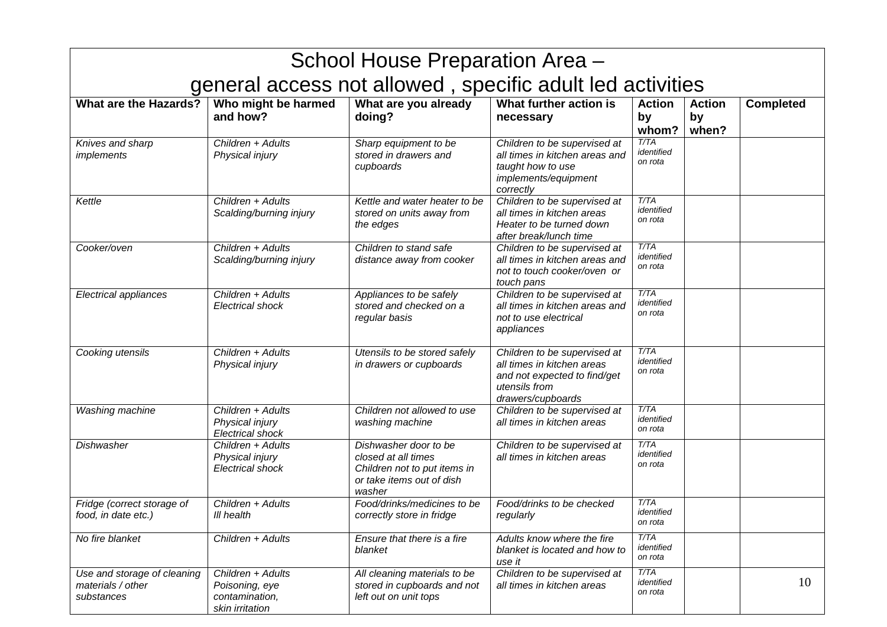| School House Preparation Area – general access not allowed , specific adult led activities | | | | | | |
|---|---|---|---|---|---|---|
| **What are the Hazards?** | **Who might be harmed and how?** | **What are you already doing?** | **What further action is necessary** | **Action by whom?** | **Action by when?** | **Completed** |
| *Knives and sharp implements* | *Children + Adults Physical injury* | *Sharp equipment to be stored in drawers and cupboards* | *Children to be supervised at all times in kitchen areas and taught how to use implements/equipment correctly* | *T/TA identified on rota* | | |
| *Kettle* | *Children + Adults Scalding/burning injury* | *Kettle and water heater to be stored on units away from the edges* | *Children to be supervised at all times in kitchen areas Heater to be turned down after break/lunch time* | *T/TA identified on rota* | | |
| *Cooker/oven* | *Children + Adults Scalding/burning injury* | *Children to stand safe distance away from cooker* | *Children to be supervised at all times in kitchen areas and not to touch cooker/oven or touch pans* | *T/TA identified on rota* | | |
| *Electrical appliances* | *Children + Adults Electrical shock* | *Appliances to be safely stored and checked on a regular basis* | *Children to be supervised at all times in kitchen areas and not to use electrical appliances* | *T/TA identified on rota* | | |
| *Cooking utensils* | *Children + Adults Physical injury* | *Utensils to be stored safely in drawers or cupboards* | *Children to be supervised at all times in kitchen areas and not expected to find/get utensils from drawers/cupboards* | *T/TA identified on rota* | | |
| *Washing machine* | *Children + Adults Physical injury Electrical shock* | *Children not allowed to use washing machine* | *Children to be supervised at all times in kitchen areas* | *T/TA identified on rota* | | |
| *Dishwasher* | *Children + Adults Physical injury Electrical shock* | *Dishwasher door to be closed at all times Children not to put items in or take items out of dish washer* | *Children to be supervised at all times in kitchen areas* | *T/TA identified on rota* | | |
| *Fridge (correct storage of food, in date etc.)* | *Children + Adults Ill health* | *Food/drinks/medicines to be correctly store in fridge* | *Food/drinks to be checked regularly* | *T/TA identified on rota* | | |
| *No fire blanket* | *Children + Adults* | *Ensure that there is a fire blanket* | *Adults know where the fire blanket is located and how to use it* | *T/TA identified on rota* | | |
| *Use and storage of cleaning materials / other substances* | *Children + Adults Poisoning, eye contamination, skin irritation* | *All cleaning materials to be stored in cupboards and not left out on unit tops* | *Children to be supervised at all times in kitchen areas* | *T/TA identified on rota* | | |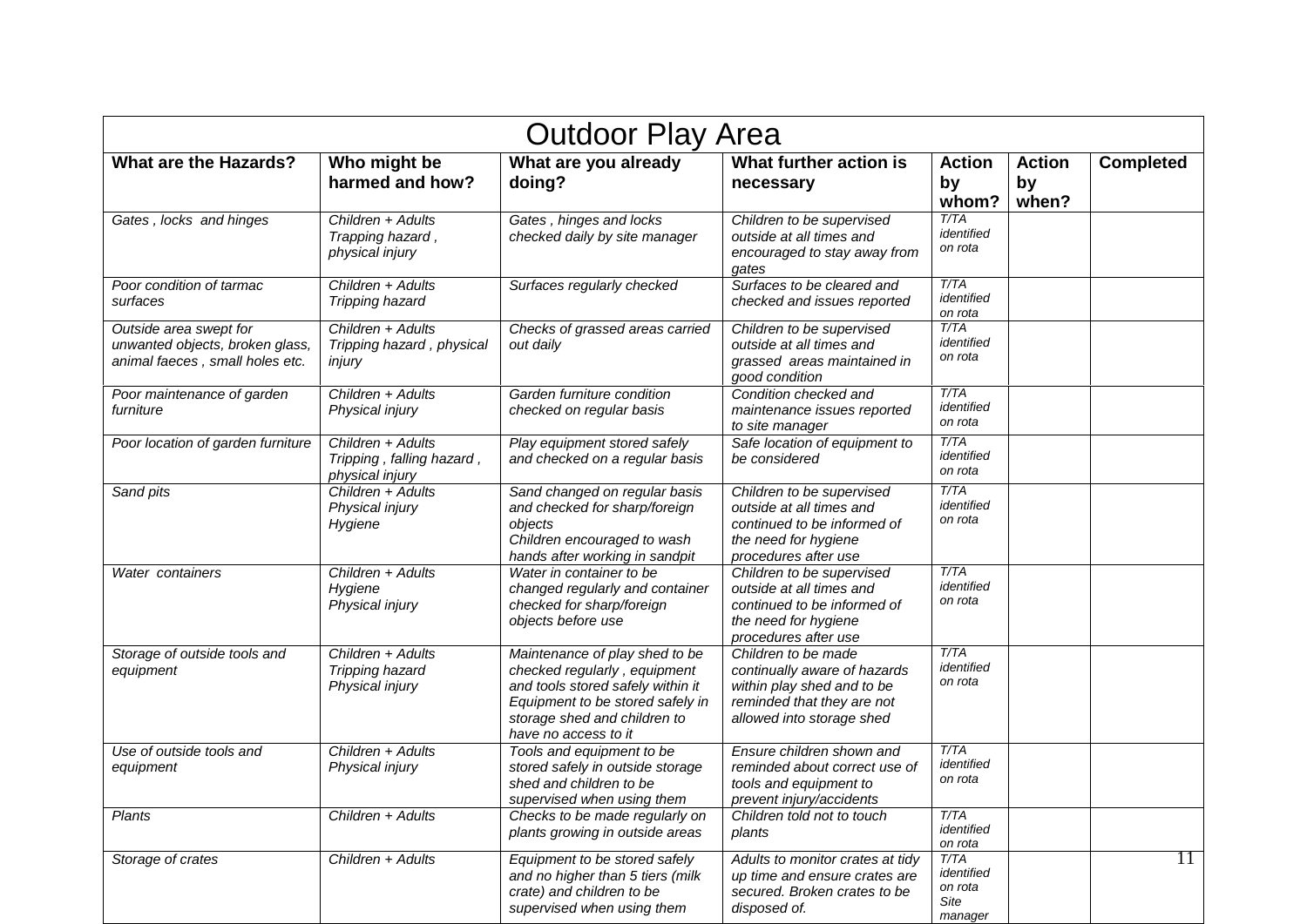# Outdoor Play Area

| What are the Hazards? | Who might be harmed and how? | What are you already doing? | What further action is necessary | Action by whom? | Action by when? | Completed |
|---|---|---|---|---|---|---|
| *Gates , locks and hinges* | *Children + Adults Trapping hazard , physical injury* | *Gates , hinges and locks checked daily by site manager* | *Children to be supervised outside at all times and encouraged to stay away from gates* | *T/TA identified on rota* | | |
| *Poor condition of tarmac surfaces* | *Children + Adults Tripping hazard* | *Surfaces regularly checked* | *Surfaces to be cleared and checked and issues reported* | *T/TA identified on rota* | | |
| *Outside area swept for unwanted objects, broken glass, animal faeces , small holes etc.* | *Children + Adults Tripping hazard , physical injury* | *Checks of grassed areas carried out daily* | *Children to be supervised outside at all times and grassed areas maintained in good condition* | *T/TA identified on rota* | | |
| *Poor maintenance of garden furniture* | *Children + Adults Physical injury* | *Garden furniture condition checked on regular basis* | *Condition checked and maintenance issues reported to site manager* | *T/TA identified on rota* | | |
| *Poor location of garden furniture* | *Children + Adults Tripping , falling hazard , physical injury* | *Play equipment stored safely and checked on a regular basis* | *Safe location of equipment to be considered* | *T/TA identified on rota* | | |
| *Sand pits* | *Children + Adults Physical injury Hygiene* | *Sand changed on regular basis and checked for sharp/foreign objects Children encouraged to wash hands after working in sandpit* | *Children to be supervised outside at all times and continued to be informed of the need for hygiene procedures after use* | *T/TA identified on rota* | | |
| *Water containers* | *Children + Adults Hygiene Physical injury* | *Water in container to be changed regularly and container checked for sharp/foreign objects before use* | *Children to be supervised outside at all times and continued to be informed of the need for hygiene procedures after use* | *T/TA identified on rota* | | |
| *Storage of outside tools and equipment* | *Children + Adults Tripping hazard Physical injury* | *Maintenance of play shed to be checked regularly , equipment and tools stored safely within it Equipment to be stored safely in storage shed and children to have no access to it* | *Children to be made continually aware of hazards within play shed and to be reminded that they are not allowed into storage shed* | *T/TA identified on rota* | | |
| *Use of outside tools and equipment* | *Children + Adults Physical injury* | *Tools and equipment to be stored safely in outside storage shed and children to be supervised when using them* | *Ensure children shown and reminded about correct use of tools and equipment to prevent injury/accidents* | *T/TA identified on rota* | | |
| *Plants* | *Children + Adults* | *Checks to be made regularly on plants growing in outside areas* | *Children told not to touch plants* | *T/TA identified on rota* | | |
| *Storage of crates* | *Children + Adults* | *Equipment to be stored safely and no higher than 5 tiers (milk crate) and children to be supervised when using them* | *Adults to monitor crates at tidy up time and ensure crates are secured. Broken crates to be disposed of.* | *T/TA identified on rota Site manager* | | |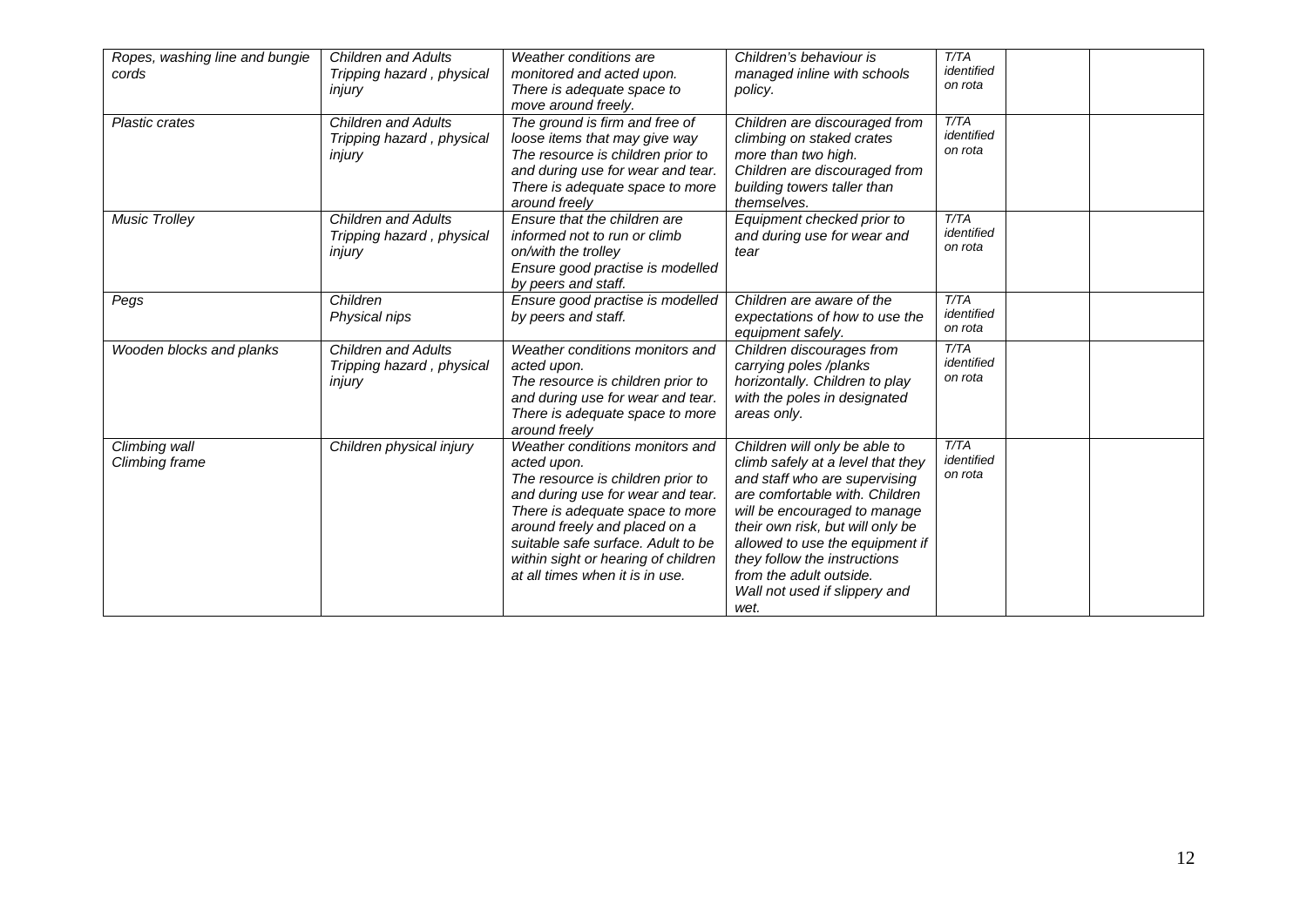| | | | | | | |
|---|---|---|---|---|---|---|
| *Ropes, washing line and bungie cords* | *Children and Adults Tripping hazard , physical injury* | *Weather conditions are monitored and acted upon. There is adequate space to move around freely.* | *Children's behaviour is managed inline with schools policy.* | *T/TA identified on rota* | | |
| *Plastic crates* | *Children and Adults Tripping hazard , physical injury* | *The ground is firm and free of loose items that may give way The resource is children prior to and during use for wear and tear. There is adequate space to more around freely* | *Children are discouraged from climbing on staked crates more than two high. Children are discouraged from building towers taller than themselves.* | *T/TA identified on rota* | | |
| *Music Trolley* | *Children and Adults Tripping hazard , physical injury* | *Ensure that the children are informed not to run or climb on/with the trolley Ensure good practise is modelled by peers and staff.* | *Equipment checked prior to and during use for wear and tear* | *T/TA identified on rota* | | |
| *Pegs* | *Children Physical nips* | *Ensure good practise is modelled by peers and staff.* | *Children are aware of the expectations of how to use the equipment safely.* | *T/TA identified on rota* | | |
| *Wooden blocks and planks* | *Children and Adults Tripping hazard , physical injury* | *Weather conditions monitors and acted upon. The resource is children prior to and during use for wear and tear. There is adequate space to more around freely* | *Children discourages from carrying poles /planks horizontally. Children to play with the poles in designated areas only.* | *T/TA identified on rota* | | |
| *Climbing wall Climbing frame* | *Children physical injury* | *Weather conditions monitors and acted upon. The resource is children prior to and during use for wear and tear. There is adequate space to more around freely and placed on a suitable safe surface. Adult to be within sight or hearing of children at all times when it is in use.* | *Children will only be able to climb safely at a level that they and staff who are supervising are comfortable with. Children will be encouraged to manage their own risk, but will only be allowed to use the equipment if they follow the instructions from the adult outside. Wall not used if slippery and wet.* | *T/TA identified on rota* | | |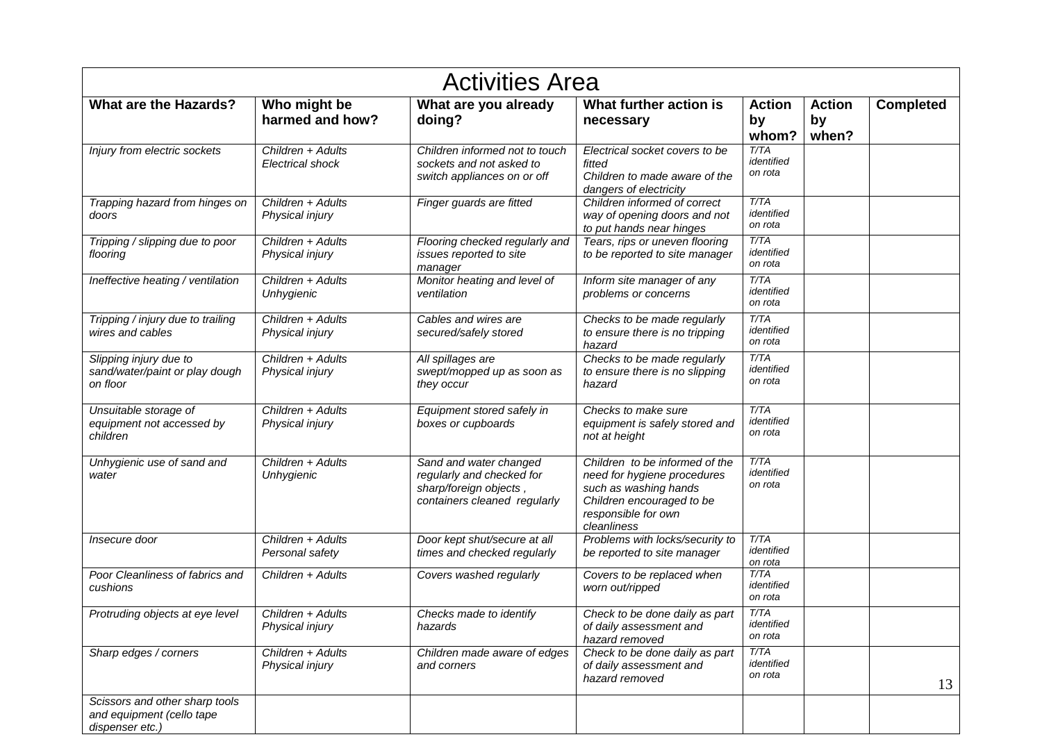| Activities Area | | | | | | |
|---|---|---|---|---|---|---|
| **What are the Hazards?** | **Who might be harmed and how?** | **What are you already doing?** | **What further action is necessary** | **Action by whom?** | **Action by when?** | **Completed** |
| *Injury from electric sockets* | *Children + Adults Electrical shock* | *Children informed not to touch sockets and not asked to switch appliances on or off* | *Electrical socket covers to be fitted Children to made aware of the dangers of electricity* | *T/TA identified on rota* | | |
| *Trapping hazard from hinges on doors* | *Children + Adults Physical injury* | *Finger guards are fitted* | *Children informed of correct way of opening doors and not to put hands near hinges* | *T/TA identified on rota* | | |
| *Tripping / slipping due to poor flooring* | *Children + Adults Physical injury* | *Flooring checked regularly and issues reported to site manager* | *Tears, rips or uneven flooring to be reported to site manager* | *T/TA identified on rota* | | |
| *Ineffective heating / ventilation* | *Children + Adults Unhygienic* | *Monitor heating and level of ventilation* | *Inform site manager of any problems or concerns* | *T/TA identified on rota* | | |
| *Tripping / injury due to trailing wires and cables* | *Children + Adults Physical injury* | *Cables and wires are secured/safely stored* | *Checks to be made regularly to ensure there is no tripping hazard* | *T/TA identified on rota* | | |
| *Slipping injury due to sand/water/paint or play dough on floor* | *Children + Adults Physical injury* | *All spillages are swept/mopped up as soon as they occur* | *Checks to be made regularly to ensure there is no slipping hazard* | *T/TA identified on rota* | | |
| *Unsuitable storage of equipment not accessed by children* | *Children + Adults Physical injury* | *Equipment stored safely in boxes or cupboards* | *Checks to make sure equipment is safely stored and not at height* | *T/TA identified on rota* | | |
| *Unhygienic use of sand and water* | *Children + Adults Unhygienic* | *Sand and water changed regularly and checked for sharp/foreign objects , containers cleaned regularly* | *Children to be informed of the need for hygiene procedures such as washing hands Children encouraged to be responsible for own cleanliness* | *T/TA identified on rota* | | |
| *Insecure door* | *Children + Adults Personal safety* | *Door kept shut/secure at all times and checked regularly* | *Problems with locks/security to be reported to site manager* | *T/TA identified on rota* | | |
| *Poor Cleanliness of fabrics and cushions* | *Children + Adults* | *Covers washed regularly* | *Covers to be replaced when worn out/ripped* | *T/TA identified on rota* | | |
| *Protruding objects at eye level* | *Children + Adults Physical injury* | *Checks made to identify hazards* | *Check to be done daily as part of daily assessment and hazard removed* | *T/TA identified on rota* | | |
| *Sharp edges / corners* | *Children + Adults Physical injury* | *Children made aware of edges and corners* | *Check to be done daily as part of daily assessment and hazard removed* | *T/TA identified on rota* | | |
| *Scissors and other sharp tools and equipment (cello tape dispenser etc.)* | | | | | | |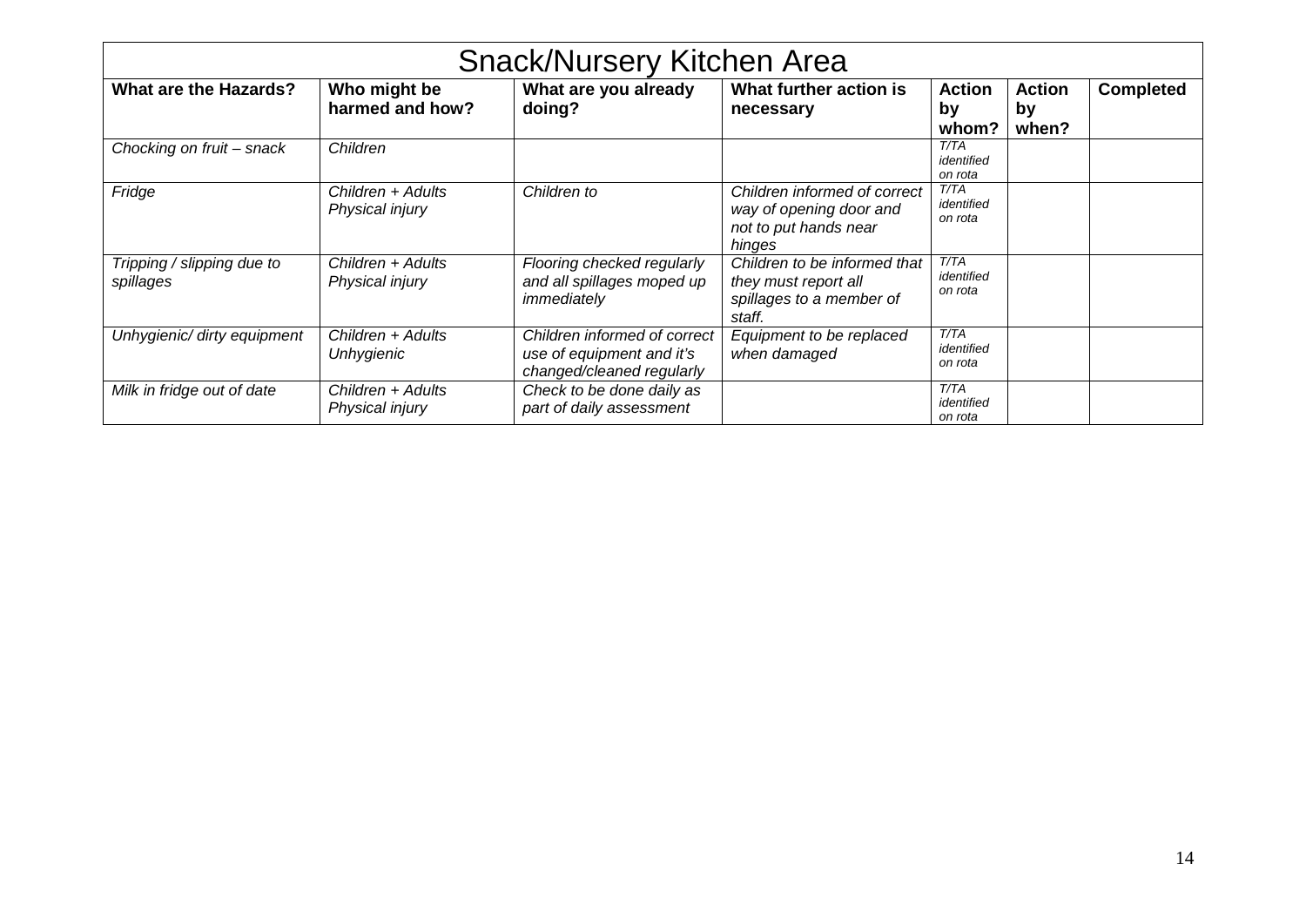| Snack/Nursery Kitchen Area | | | | | | |
|---|---|---|---|---|---|---|
| **What are the Hazards?** | **Who might be harmed and how?** | **What are you already doing?** | **What further action is necessary** | **Action by whom?** | **Action by when?** | **Completed** |
| *Chocking on fruit – snack* | *Children* | | | *T/TA identified on rota* | | |
| *Fridge* | *Children + Adults Physical injury* | *Children to* | *Children informed of correct way of opening door and not to put hands near hinges* | *T/TA identified on rota* | | |
| *Tripping / slipping due to spillages* | *Children + Adults Physical injury* | *Flooring checked regularly and all spillages moped up immediately* | *Children to be informed that they must report all spillages to a member of staff.* | *T/TA identified on rota* | | |
| *Unhygienic/ dirty equipment* | *Children + Adults Unhygienic* | *Children informed of correct use of equipment and it's changed/cleaned regularly* | *Equipment to be replaced when damaged* | *T/TA identified on rota* | | |
| *Milk in fridge out of date* | *Children + Adults Physical injury* | *Check to be done daily as part of daily assessment* | | *T/TA identified on rota* | | |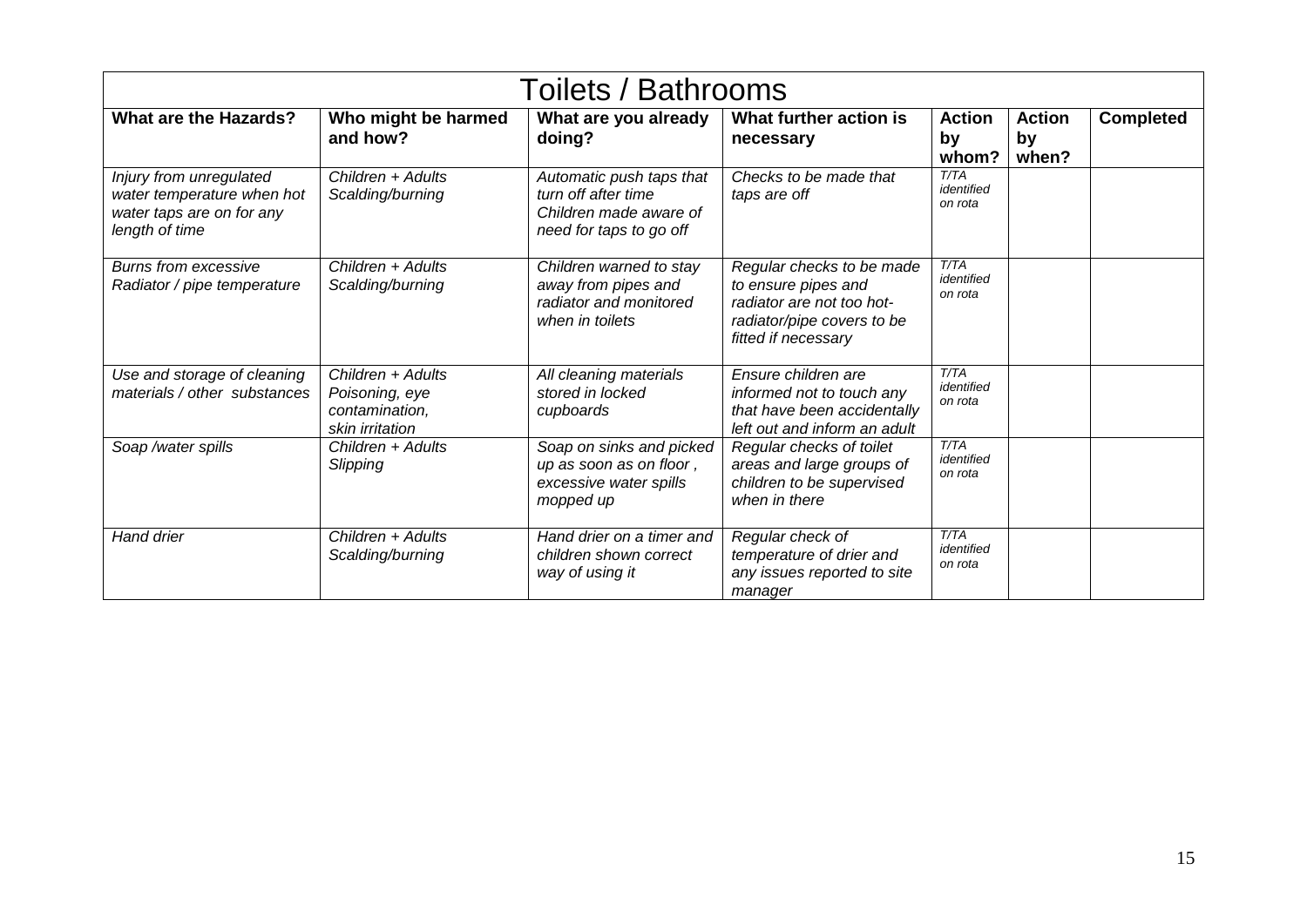# Toilets / Bathrooms

| What are the Hazards? | Who might be harmed and how? | What are you already doing? | What further action is necessary | Action by whom? | Action by when? | Completed |
|---|---|---|---|---|---|---|
| *Injury from unregulated water temperature when hot water taps are on for any length of time* | *Children + Adults Scalding/burning* | *Automatic push taps that turn off after time Children made aware of need for taps to go off* | *Checks to be made that taps are off* | *T/TA identified on rota* | | |
| *Burns from excessive Radiator / pipe temperature* | *Children + Adults Scalding/burning* | *Children warned to stay away from pipes and radiator and monitored when in toilets* | *Regular checks to be made to ensure pipes and radiator are not too hot-radiator/pipe covers to be fitted if necessary* | *T/TA identified on rota* | | |
| *Use and storage of cleaning materials / other substances* | *Children + Adults Poisoning, eye contamination, skin irritation* | *All cleaning materials stored in locked cupboards* | *Ensure children are informed not to touch any that have been accidentally left out and inform an adult* | *T/TA identified on rota* | | |
| *Soap /water spills* | *Children + Adults Slipping* | *Soap on sinks and picked up as soon as on floor , excessive water spills mopped up* | *Regular checks of toilet areas and large groups of children to be supervised when in there* | *T/TA identified on rota* | | |
| *Hand drier* | *Children + Adults Scalding/burning* | *Hand drier on a timer and children shown correct way of using it* | *Regular check of temperature of drier and any issues reported to site manager* | *T/TA identified on rota* | | |